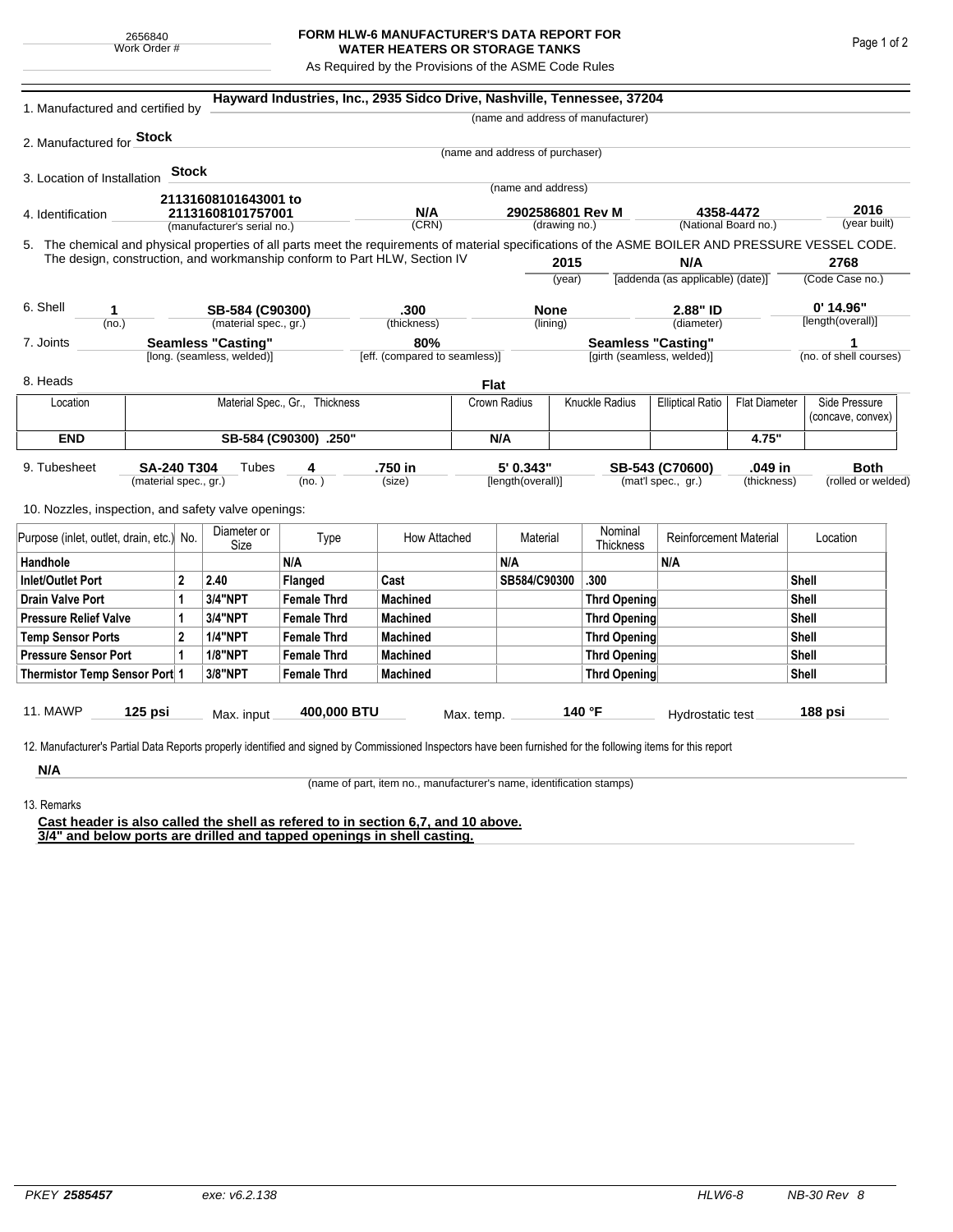2656840
Work Order #

# FORM HLW-6 MANUFACTURER'S DATA REPORT FOR WATER HEATERS OR STORAGE TANKS

As Required by the Provisions of the ASME Code Rules

1. Manufactured and certified by **Hayward Industries, Inc., 2935 Sidco Drive, Nashville, Tennessee, 37204**
(name and address of manufacturer)

2. Manufactured for **Stock**
(name and address of purchaser)

3. Location of Installation **Stock**
(name and address)

4. Identification **21131608101643001 to 21131608101757001** (manufacturer's serial no.) **N/A** (CRN) **2902586801 Rev M** (drawing no.) **4358-4472** (National Board no.) **2016** (year built)

5. The chemical and physical properties of all parts meet the requirements of material specifications of the ASME BOILER AND PRESSURE VESSEL CODE. The design, construction, and workmanship conform to Part HLW, Section IV **2015** (year) **N/A** [addenda (as applicable) (date)] **2768** (Code Case no.)

6. Shell **1** (no.) **SB-584 (C90300)** (material spec., gr.) **.300** (thickness) **None** (lining) **2.88" ID** (diameter) **0' 14.96"** [length(overall)]

7. Joints **Seamless "Casting"** [long. (seamless, welded)] **80%** [eff. (compared to seamless)] **Seamless "Casting"** [girth (seamless, welded)] **1** (no. of shell courses)

8. Heads **Flat**

| Location | Material Spec., Gr., Thickness | Crown Radius | Knuckle Radius | Elliptical Ratio | Flat Diameter | Side Pressure (concave, convex) |
|---|---|---|---|---|---|---|
| **END** | **SB-584 (C90300) .250"** | **N/A** | | | **4.75"** | |

9. Tubesheet **SA-240 T304** (material spec., gr.) Tubes **4** (no.) **.750 in** (size) **5' 0.343"** [length(overall)] **SB-543 (C70600)** (mat'l spec., gr.) **.049 in** (thickness) **Both** (rolled or welded)

10. Nozzles, inspection, and safety valve openings:

| Purpose (inlet, outlet, drain, etc.) | No. | Diameter or Size | Type | How Attached | Material | Nominal Thickness | Reinforcement Material | Location |
|---|---|---|---|---|---|---|---|---|
| **Handhole** | | | **N/A** | | **N/A** | | **N/A** | |
| **Inlet/Outlet Port** | **2** | **2.40** | **Flanged** | **Cast** | **SB584/C90300** | **.300** | | **Shell** |
| **Drain Valve Port** | **1** | **3/4"NPT** | **Female Thrd** | **Machined** | | **Thrd Opening** | | **Shell** |
| **Pressure Relief Valve** | **1** | **3/4"NPT** | **Female Thrd** | **Machined** | | **Thrd Opening** | | **Shell** |
| **Temp Sensor Ports** | **2** | **1/4"NPT** | **Female Thrd** | **Machined** | | **Thrd Opening** | | **Shell** |
| **Pressure Sensor Port** | **1** | **1/8"NPT** | **Female Thrd** | **Machined** | | **Thrd Opening** | | **Shell** |
| **Thermistor Temp Sensor Port** | **1** | **3/8"NPT** | **Female Thrd** | **Machined** | | **Thrd Opening** | | **Shell** |

11. MAWP **125 psi** Max. input **400,000 BTU** Max. temp. **140 °F** Hydrostatic test **188 psi**

12. Manufacturer's Partial Data Reports properly identified and signed by Commissioned Inspectors have been furnished for the following items for this report

**N/A**
(name of part, item no., manufacturer's name, identification stamps)

13. Remarks

**Cast header is also called the shell as refered to in section 6,7, and 10 above.**
**3/4" and below ports are drilled and tapped openings in shell casting.**

*PKEY* ***2585457*** *exe: v6.2.138* *HLW6-8* *NB-30 Rev 8*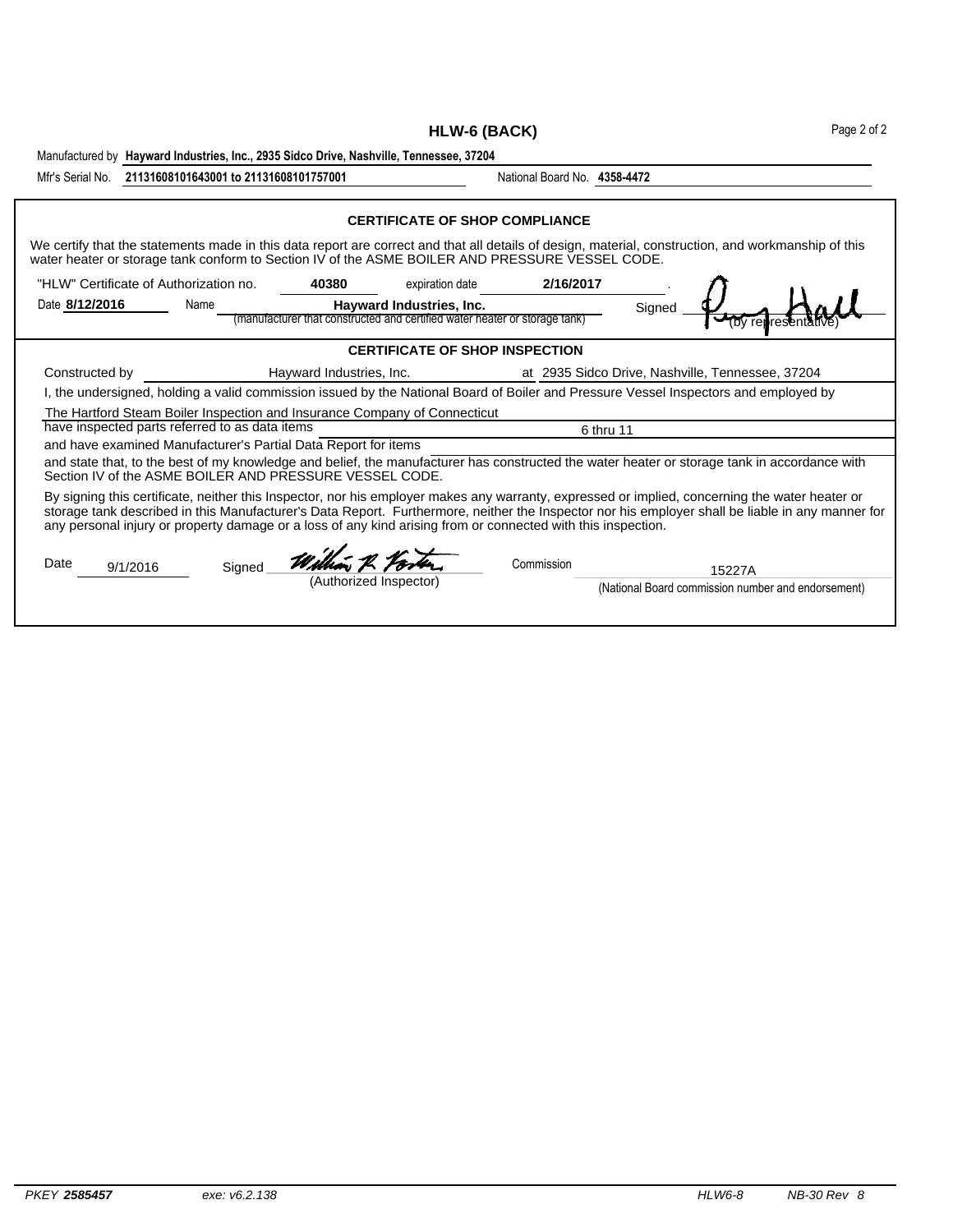# HLW-6 (BACK)

Manufactured by **Hayward Industries, Inc., 2935 Sidco Drive, Nashville, Tennessee, 37204**

Mfr's Serial No. **21131608101643001 to 21131608101757001** National Board No. **4358-4472**

## CERTIFICATE OF SHOP COMPLIANCE

We certify that the statements made in this data report are correct and that all details of design, material, construction, and workmanship of this water heater or storage tank conform to Section IV of the ASME BOILER AND PRESSURE VESSEL CODE.

"HLW" Certificate of Authorization no. **40380** expiration date **2/16/2017**.

Date **8/12/2016** Name **Hayward Industries, Inc.** (manufacturer that constructed and certified water heater or storage tank) Signed (by representative)

## CERTIFICATE OF SHOP INSPECTION

Constructed by Hayward Industries, Inc. at 2935 Sidco Drive, Nashville, Tennessee, 37204

I, the undersigned, holding a valid commission issued by the National Board of Boiler and Pressure Vessel Inspectors and employed by The Hartford Steam Boiler Inspection and Insurance Company of Connecticut

have inspected parts referred to as data items 6 thru 11

and have examined Manufacturer's Partial Data Report for items

and state that, to the best of my knowledge and belief, the manufacturer has constructed the water heater or storage tank in accordance with Section IV of the ASME BOILER AND PRESSURE VESSEL CODE.

By signing this certificate, neither this Inspector, nor his employer makes any warranty, expressed or implied, concerning the water heater or storage tank described in this Manufacturer's Data Report. Furthermore, neither the Inspector nor his employer shall be liable in any manner for any personal injury or property damage or a loss of any kind arising from or connected with this inspection.

Date 9/1/2016 Signed (Authorized Inspector) Commission 15227A (National Board commission number and endorsement)

PKEY 2585457 exe: v6.2.138 HLW6-8 NB-30 Rev 8